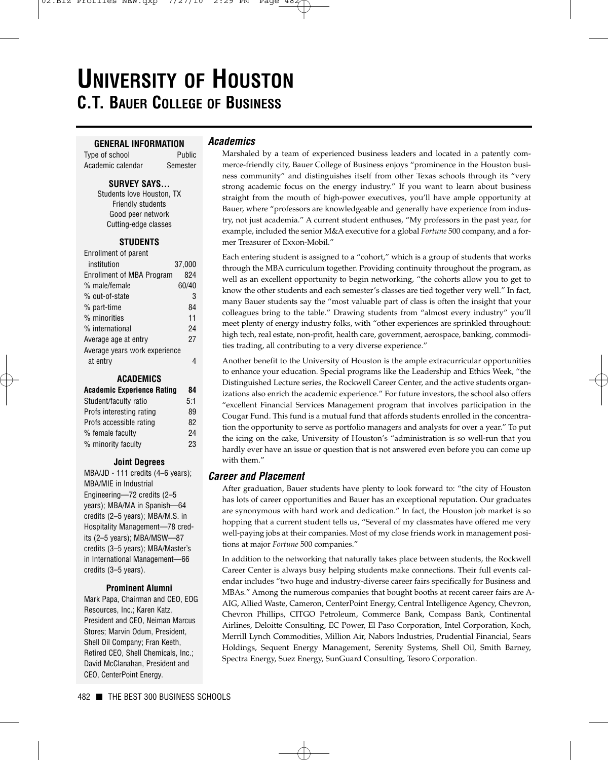# UNIVERSITY OF HOUSTON
## C.T. BAUER COLLEGE OF BUSINESS

**GENERAL INFORMATION**

| | |
|---|---|
| Type of school | Public |
| Academic calendar | Semester |

**SURVEY SAYS...**

Students love Houston, TX
Friendly students
Good peer network
Cutting-edge classes

**STUDENTS**

| | |
|---|---|
| Enrollment of parent institution | 37,000 |
| Enrollment of MBA Program | 824 |
| % male/female | 60/40 |
| % out-of-state | 3 |
| % part-time | 84 |
| % minorities | 11 |
| % international | 24 |
| Average age at entry | 27 |
| Average years work experience at entry | 4 |

**ACADEMICS**

| | |
|---|---|
| **Academic Experience Rating** | **84** |
| Student/faculty ratio | 5:1 |
| Profs interesting rating | 89 |
| Profs accessible rating | 82 |
| % female faculty | 24 |
| % minority faculty | 23 |

**Joint Degrees**

MBA/JD - 111 credits (4–6 years); MBA/MIE in Industrial Engineering—72 credits (2–5 years); MBA/MA in Spanish—64 credits (2–5 years); MBA/M.S. in Hospitality Management—78 credits (2–5 years); MBA/MSW—87 credits (3–5 years); MBA/Master's in International Management—66 credits (3–5 years).

**Prominent Alumni**

Mark Papa, Chairman and CEO, EOG Resources, Inc.; Karen Katz, President and CEO, Neiman Marcus Stores; Marvin Odum, President, Shell Oil Company; Fran Keeth, Retired CEO, Shell Chemicals, Inc.; David McClanahan, President and CEO, CenterPoint Energy.

### *Academics*

Marshaled by a team of experienced business leaders and located in a patently commerce-friendly city, Bauer College of Business enjoys "prominence in the Houston business community" and distinguishes itself from other Texas schools through its "very strong academic focus on the energy industry." If you want to learn about business straight from the mouth of high-power executives, you'll have ample opportunity at Bauer, where "professors are knowledgeable and generally have experience from industry, not just academia." A current student enthuses, "My professors in the past year, for example, included the senior M&A executive for a global *Fortune* 500 company, and a former Treasurer of Exxon-Mobil."

Each entering student is assigned to a "cohort," which is a group of students that works through the MBA curriculum together. Providing continuity throughout the program, as well as an excellent opportunity to begin networking, "the cohorts allow you to get to know the other students and each semester's classes are tied together very well." In fact, many Bauer students say the "most valuable part of class is often the insight that your colleagues bring to the table." Drawing students from "almost every industry" you'll meet plenty of energy industry folks, with "other experiences are sprinkled throughout: high tech, real estate, non-profit, health care, government, aerospace, banking, commodities trading, all contributing to a very diverse experience."

Another benefit to the University of Houston is the ample extracurricular opportunities to enhance your education. Special programs like the Leadership and Ethics Week, "the Distinguished Lecture series, the Rockwell Career Center, and the active students organizations also enrich the academic experience." For future investors, the school also offers "excellent Financial Services Management program that involves participation in the Cougar Fund. This fund is a mutual fund that affords students enrolled in the concentration the opportunity to serve as portfolio managers and analysts for over a year." To put the icing on the cake, University of Houston's "administration is so well-run that you hardly ever have an issue or question that is not answered even before you can come up with them."

### *Career and Placement*

After graduation, Bauer students have plenty to look forward to: "the city of Houston has lots of career opportunities and Bauer has an exceptional reputation. Our graduates are synonymous with hard work and dedication." In fact, the Houston job market is so hopping that a current student tells us, "Several of my classmates have offered me very well-paying jobs at their companies. Most of my close friends work in management positions at major *Fortune* 500 companies."

In addition to the networking that naturally takes place between students, the Rockwell Career Center is always busy helping students make connections. Their full events calendar includes "two huge and industry-diverse career fairs specifically for Business and MBAs." Among the numerous companies that bought booths at recent career fairs are A-AIG, Allied Waste, Cameron, CenterPoint Energy, Central Intelligence Agency, Chevron, Chevron Phillips, CITGO Petroleum, Commerce Bank, Compass Bank, Continental Airlines, Deloitte Consulting, EC Power, El Paso Corporation, Intel Corporation, Koch, Merrill Lynch Commodities, Million Air, Nabors Industries, Prudential Financial, Sears Holdings, Sequent Energy Management, Serenity Systems, Shell Oil, Smith Barney, Spectra Energy, Suez Energy, SunGuard Consulting, Tesoro Corporation.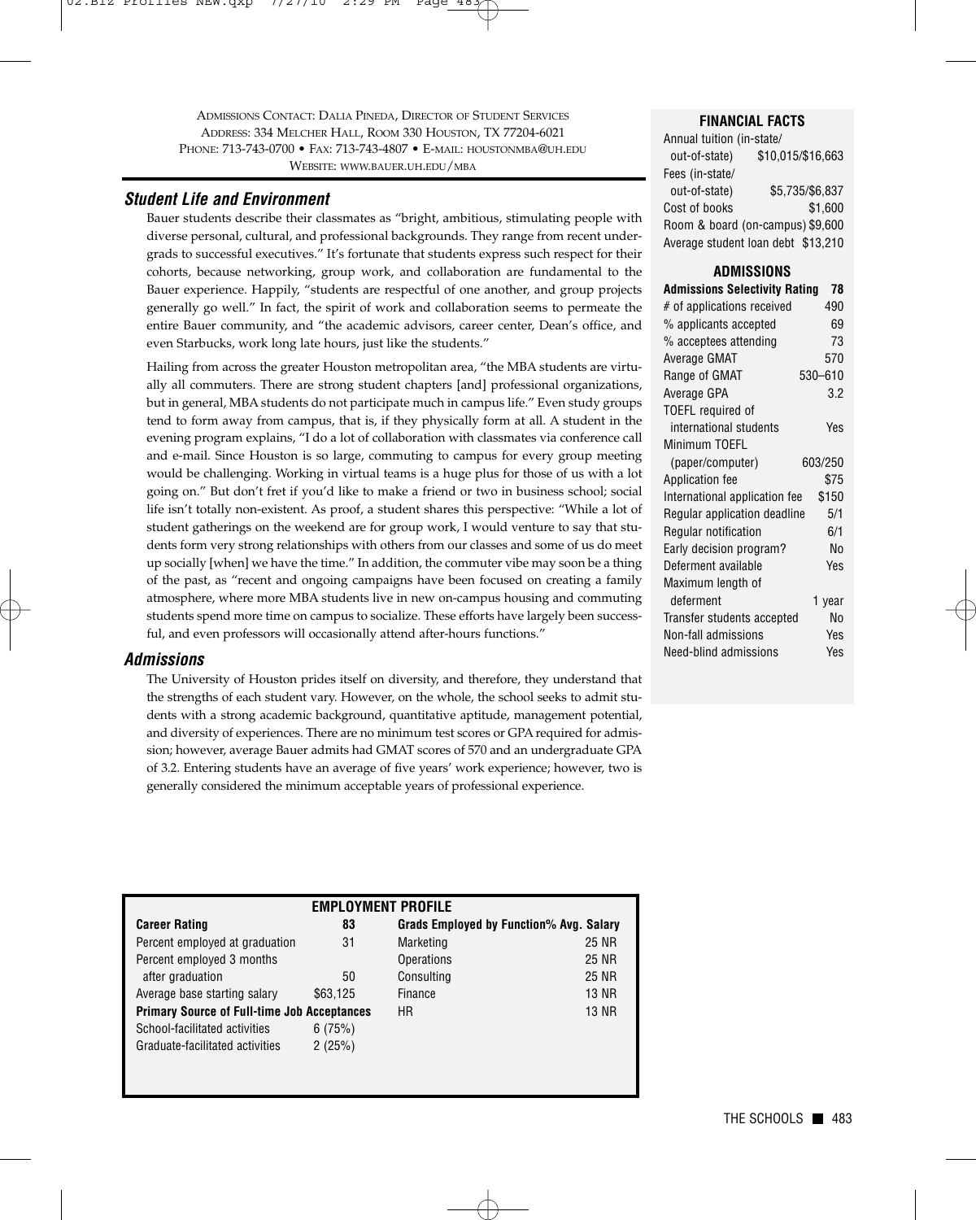Admissions Contact: Dalia Pineda, Director of Student Services
Address: 334 Melcher Hall, Room 330 Houston, TX 77204-6021
Phone: 713-743-0700 • Fax: 713-743-4807 • E-mail: houstonmba@uh.edu
Website: www.bauer.uh.edu/mba

## Student Life and Environment

Bauer students describe their classmates as "bright, ambitious, stimulating people with diverse personal, cultural, and professional backgrounds. They range from recent undergrads to successful executives." It's fortunate that students express such respect for their cohorts, because networking, group work, and collaboration are fundamental to the Bauer experience. Happily, "students are respectful of one another, and group projects generally go well." In fact, the spirit of work and collaboration seems to permeate the entire Bauer community, and "the academic advisors, career center, Dean's office, and even Starbucks, work long late hours, just like the students."

Hailing from across the greater Houston metropolitan area, "the MBA students are virtually all commuters. There are strong student chapters [and] professional organizations, but in general, MBA students do not participate much in campus life." Even study groups tend to form away from campus, that is, if they physically form at all. A student in the evening program explains, "I do a lot of collaboration with classmates via conference call and e-mail. Since Houston is so large, commuting to campus for every group meeting would be challenging. Working in virtual teams is a huge plus for those of us with a lot going on." But don't fret if you'd like to make a friend or two in business school; social life isn't totally non-existent. As proof, a student shares this perspective: "While a lot of student gatherings on the weekend are for group work, I would venture to say that students form very strong relationships with others from our classes and some of us do meet up socially [when] we have the time." In addition, the commuter vibe may soon be a thing of the past, as "recent and ongoing campaigns have been focused on creating a family atmosphere, where more MBA students live in new on-campus housing and commuting students spend more time on campus to socialize. These efforts have largely been successful, and even professors will occasionally attend after-hours functions."

## Admissions

The University of Houston prides itself on diversity, and therefore, they understand that the strengths of each student vary. However, on the whole, the school seeks to admit students with a strong academic background, quantitative aptitude, management potential, and diversity of experiences. There are no minimum test scores or GPA required for admission; however, average Bauer admits had GMAT scores of 570 and an undergraduate GPA of 3.2. Entering students have an average of five years' work experience; however, two is generally considered the minimum acceptable years of professional experience.

### FINANCIAL FACTS

| | |
|---|---|
| Annual tuition (in-state/out-of-state) | $10,015/$16,663 |
| Fees (in-state/out-of-state) | $5,735/$6,837 |
| Cost of books | $1,600 |
| Room & board (on-campus) | $9,600 |
| Average student loan debt | $13,210 |

### ADMISSIONS

| | |
|---|---|
| **Admissions Selectivity Rating** | **78** |
| # of applications received | 490 |
| % applicants accepted | 69 |
| % acceptees attending | 73 |
| Average GMAT | 570 |
| Range of GMAT | 530–610 |
| Average GPA | 3.2 |
| TOEFL required of international students | Yes |
| Minimum TOEFL (paper/computer) | 603/250 |
| Application fee | $75 |
| International application fee | $150 |
| Regular application deadline | 5/1 |
| Regular notification | 6/1 |
| Early decision program? | No |
| Deferment available | Yes |
| Maximum length of deferment | 1 year |
| Transfer students accepted | No |
| Non-fall admissions | Yes |
| Need-blind admissions | Yes |

### EMPLOYMENT PROFILE

| | |
|---|---|
| **Career Rating** | **83** |
| Percent employed at graduation | 31 |
| Percent employed 3 months after graduation | 50 |
| Average base starting salary | $63,125 |
| **Primary Source of Full-time Job Acceptances** | |
| School-facilitated activities | 6 (75%) |
| Graduate-facilitated activities | 2 (25%) |

| Grads Employed by Function | % | Avg. Salary |
|---|---|---|
| Marketing | 25 | NR |
| Operations | 25 | NR |
| Consulting | 25 | NR |
| Finance | 13 | NR |
| HR | 13 | NR |